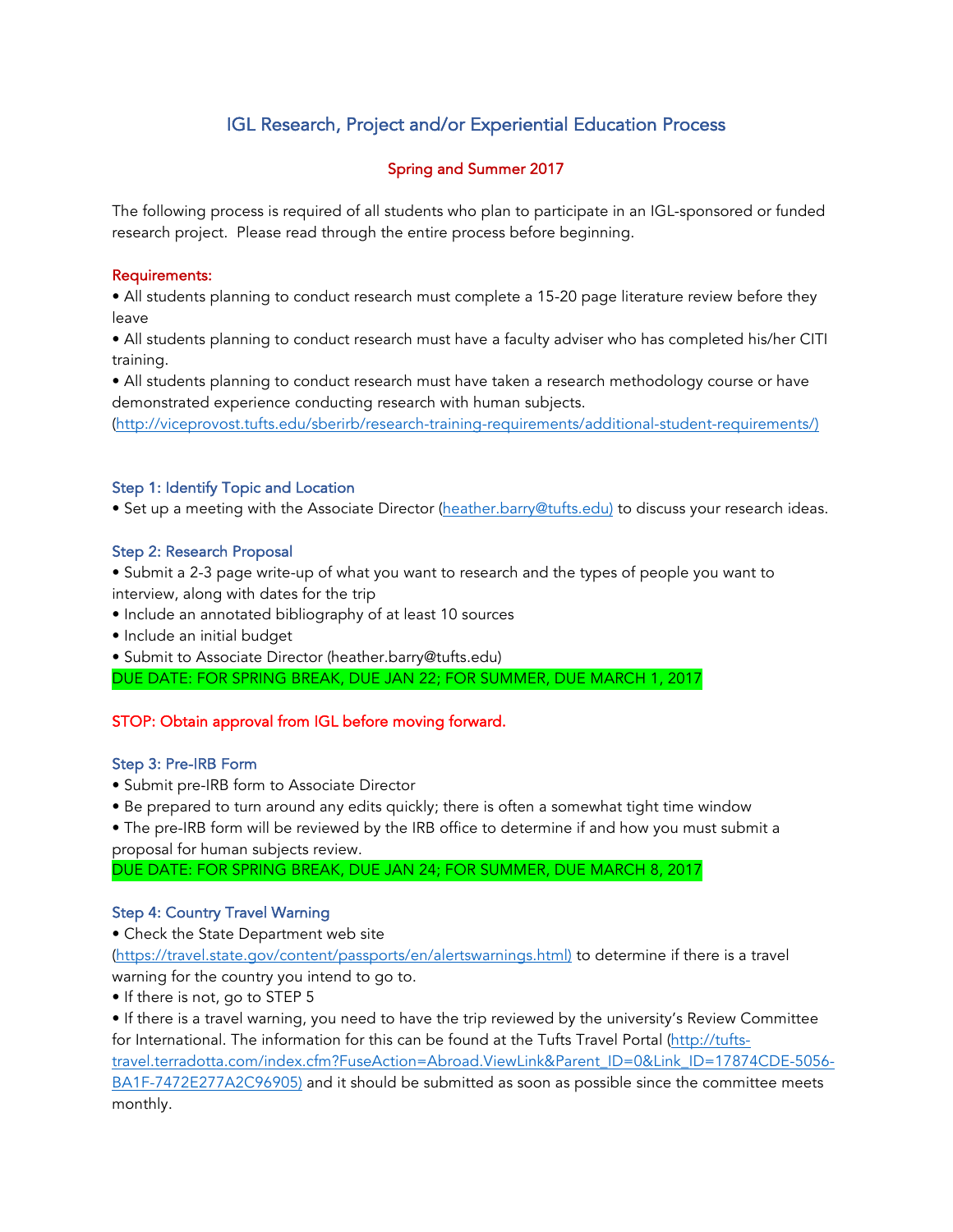# IGL Research, Project and/or Experiential Education Process

**Spring and Summer 2017**

The following process is required of all students who plan to participate in an IGL-sponsored or funded research project. Please read through the entire process before beginning.

**Requirements:**

- All students planning to conduct research must complete a 15-20 page literature review before they leave
- All students planning to conduct research must have a faculty adviser who has completed his/her CITI training.
- All students planning to conduct research must have taken a research methodology course or have demonstrated experience conducting research with human subjects. (http://viceprovost.tufts.edu/sberirb/research-training-requirements/additional-student-requirements/)

### Step 1: Identify Topic and Location

- Set up a meeting with the Associate Director (heather.barry@tufts.edu) to discuss your research ideas.

### Step 2: Research Proposal

- Submit a 2-3 page write-up of what you want to research and the types of people you want to interview, along with dates for the trip
- Include an annotated bibliography of at least 10 sources
- Include an initial budget
- Submit to Associate Director (heather.barry@tufts.edu)

DUE DATE: FOR SPRING BREAK, DUE JAN 22; FOR SUMMER, DUE MARCH 1, 2017

**STOP: Obtain approval from IGL before moving forward.**

### Step 3: Pre-IRB Form

- Submit pre-IRB form to Associate Director
- Be prepared to turn around any edits quickly; there is often a somewhat tight time window
- The pre-IRB form will be reviewed by the IRB office to determine if and how you must submit a proposal for human subjects review.

DUE DATE: FOR SPRING BREAK, DUE JAN 24; FOR SUMMER, DUE MARCH 8, 2017

### Step 4: Country Travel Warning

- Check the State Department web site (https://travel.state.gov/content/passports/en/alertswarnings.html) to determine if there is a travel warning for the country you intend to go to.
- If there is not, go to STEP 5
- If there is a travel warning, you need to have the trip reviewed by the university's Review Committee for International. The information for this can be found at the Tufts Travel Portal (http://tufts-travel.terradotta.com/index.cfm?FuseAction=Abroad.ViewLink&Parent_ID=0&Link_ID=17874CDE-5056-BA1F-7472E277A2C96905) and it should be submitted as soon as possible since the committee meets monthly.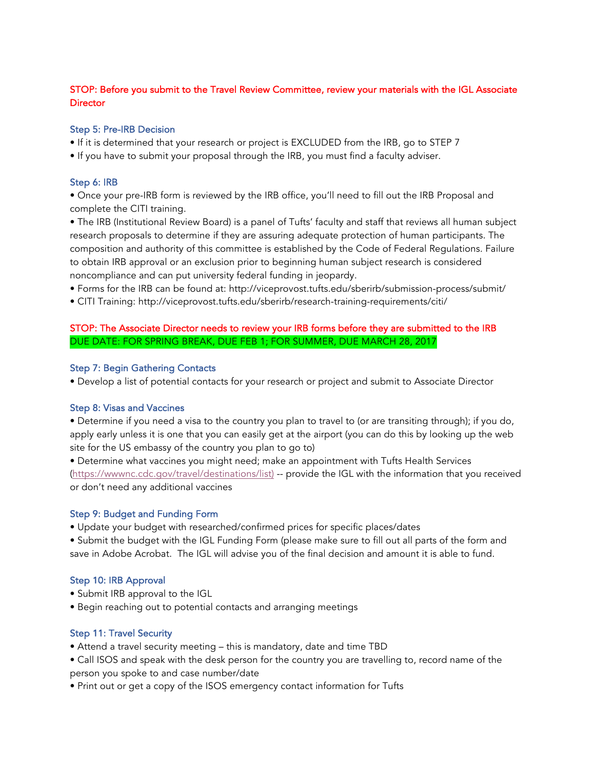**STOP: Before you submit to the Travel Review Committee, review your materials with the IGL Associate Director**

### Step 5: Pre-IRB Decision

- If it is determined that your research or project is EXCLUDED from the IRB, go to STEP 7
- If you have to submit your proposal through the IRB, you must find a faculty adviser.

### Step 6: IRB

- Once your pre-IRB form is reviewed by the IRB office, you'll need to fill out the IRB Proposal and complete the CITI training.
- The IRB (Institutional Review Board) is a panel of Tufts' faculty and staff that reviews all human subject research proposals to determine if they are assuring adequate protection of human participants. The composition and authority of this committee is established by the Code of Federal Regulations. Failure to obtain IRB approval or an exclusion prior to beginning human subject research is considered noncompliance and can put university federal funding in jeopardy.
- Forms for the IRB can be found at: http://viceprovost.tufts.edu/sberirb/submission-process/submit/
- CITI Training: http://viceprovost.tufts.edu/sberirb/research-training-requirements/citi/

**STOP: The Associate Director needs to review your IRB forms before they are submitted to the IRB**
**DUE DATE: FOR SPRING BREAK, DUE FEB 1; FOR SUMMER, DUE MARCH 28, 2017**

### Step 7: Begin Gathering Contacts

- Develop a list of potential contacts for your research or project and submit to Associate Director

### Step 8: Visas and Vaccines

- Determine if you need a visa to the country you plan to travel to (or are transiting through); if you do, apply early unless it is one that you can easily get at the airport (you can do this by looking up the web site for the US embassy of the country you plan to go to)
- Determine what vaccines you might need; make an appointment with Tufts Health Services (https://wwwnc.cdc.gov/travel/destinations/list) -- provide the IGL with the information that you received or don't need any additional vaccines

### Step 9: Budget and Funding Form

- Update your budget with researched/confirmed prices for specific places/dates
- Submit the budget with the IGL Funding Form (please make sure to fill out all parts of the form and save in Adobe Acrobat. The IGL will advise you of the final decision and amount it is able to fund.

### Step 10: IRB Approval

- Submit IRB approval to the IGL
- Begin reaching out to potential contacts and arranging meetings

### Step 11: Travel Security

- Attend a travel security meeting – this is mandatory, date and time TBD
- Call ISOS and speak with the desk person for the country you are travelling to, record name of the person you spoke to and case number/date
- Print out or get a copy of the ISOS emergency contact information for Tufts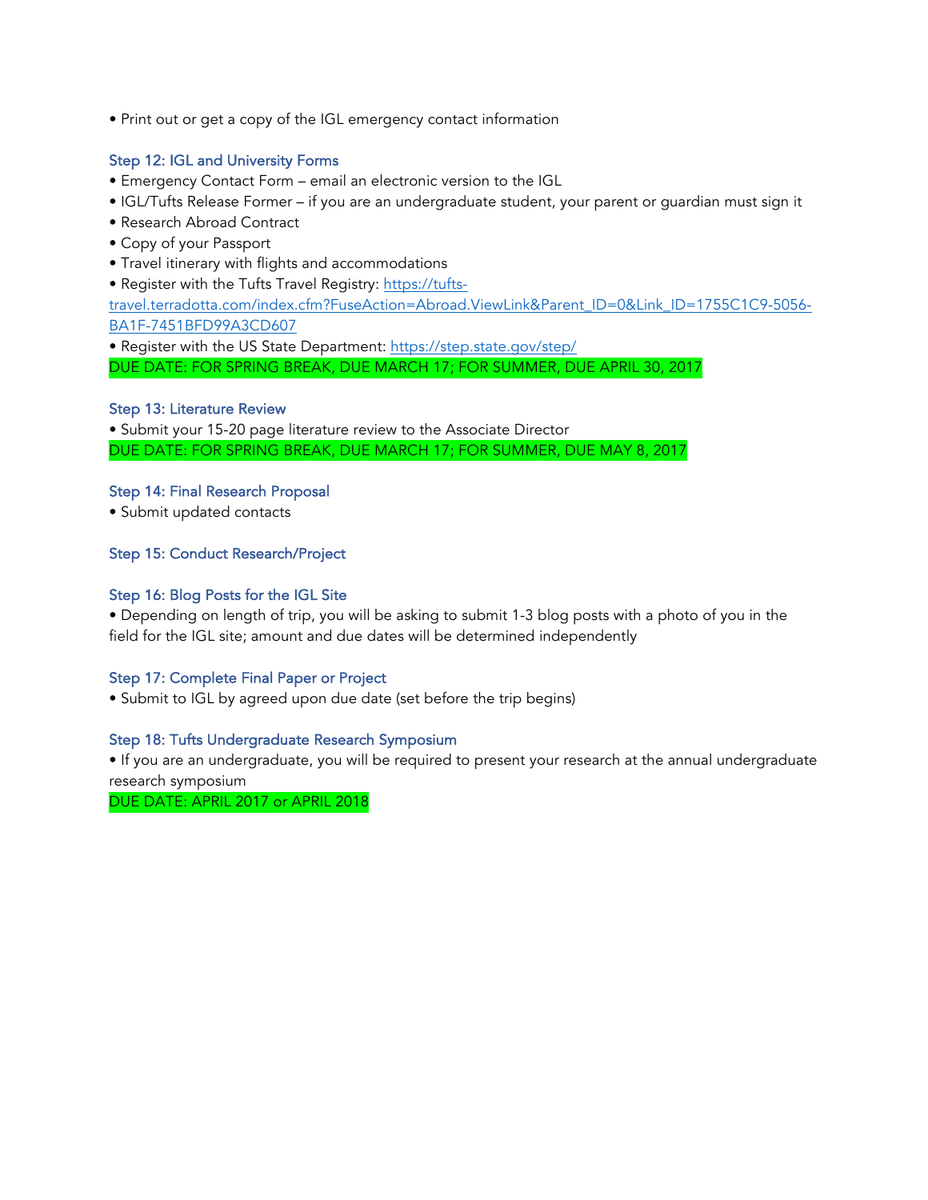- Print out or get a copy of the IGL emergency contact information

### Step 12: IGL and University Forms

- Emergency Contact Form – email an electronic version to the IGL
- IGL/Tufts Release Former – if you are an undergraduate student, your parent or guardian must sign it
- Research Abroad Contract
- Copy of your Passport
- Travel itinerary with flights and accommodations
- Register with the Tufts Travel Registry: https://tufts-travel.terradotta.com/index.cfm?FuseAction=Abroad.ViewLink&Parent_ID=0&Link_ID=1755C1C9-5056-BA1F-7451BFD99A3CD607
- Register with the US State Department: https://step.state.gov/step/

DUE DATE: FOR SPRING BREAK, DUE MARCH 17; FOR SUMMER, DUE APRIL 30, 2017

### Step 13: Literature Review

- Submit your 15-20 page literature review to the Associate Director

DUE DATE: FOR SPRING BREAK, DUE MARCH 17; FOR SUMMER, DUE MAY 8, 2017

### Step 14: Final Research Proposal

- Submit updated contacts

### Step 15: Conduct Research/Project

### Step 16: Blog Posts for the IGL Site

- Depending on length of trip, you will be asking to submit 1-3 blog posts with a photo of you in the field for the IGL site; amount and due dates will be determined independently

### Step 17: Complete Final Paper or Project

- Submit to IGL by agreed upon due date (set before the trip begins)

### Step 18: Tufts Undergraduate Research Symposium

- If you are an undergraduate, you will be required to present your research at the annual undergraduate research symposium

DUE DATE: APRIL 2017 or APRIL 2018